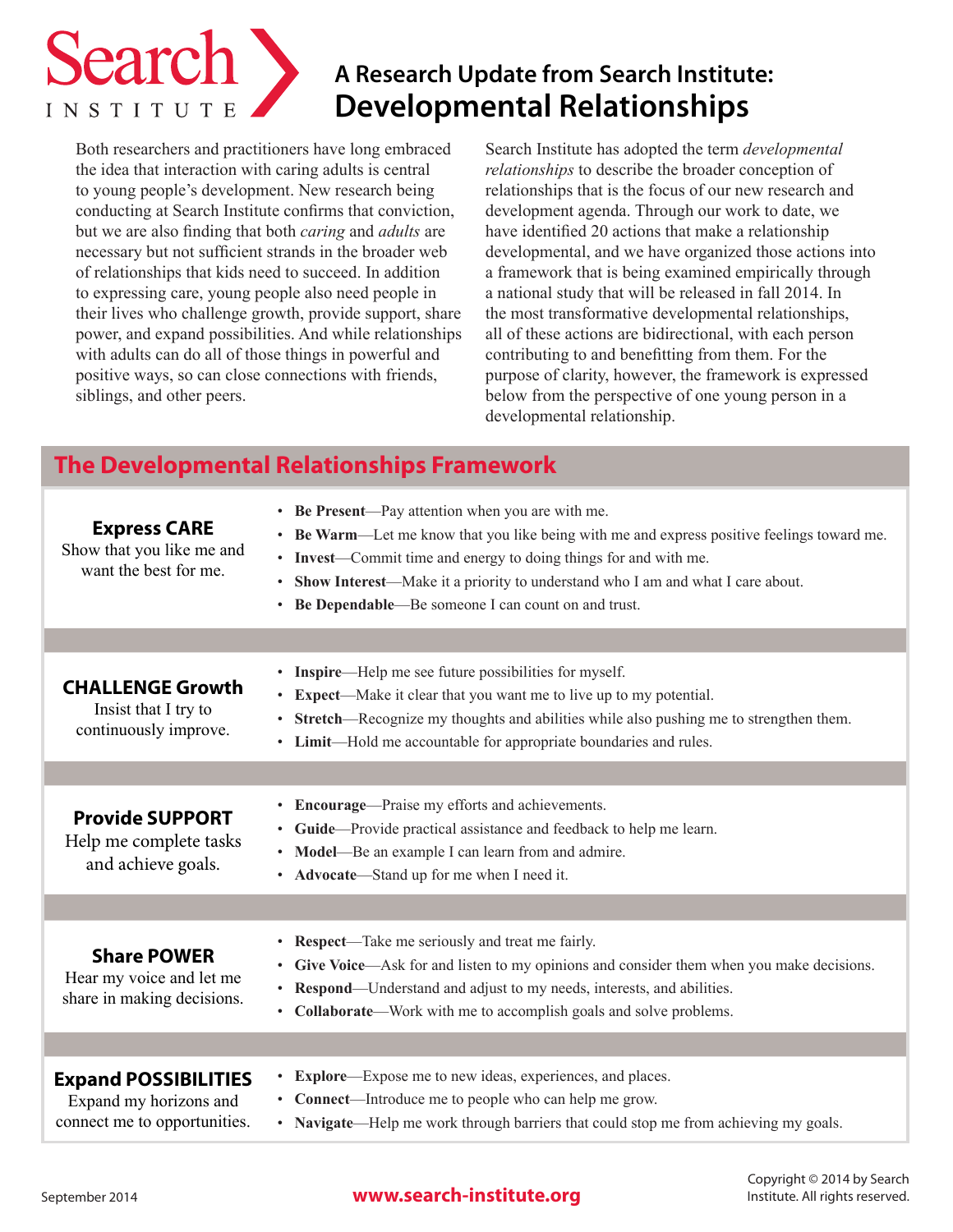# A Research Update from Search Institute: Developmental Relationships

Both researchers and practitioners have long embraced the idea that interaction with caring adults is central to young people's development. New research being conducting at Search Institute confirms that conviction, but we are also finding that both *caring* and *adults* are necessary but not sufficient strands in the broader web of relationships that kids need to succeed. In addition to expressing care, young people also need people in their lives who challenge growth, provide support, share power, and expand possibilities. And while relationships with adults can do all of those things in powerful and positive ways, so can close connections with friends, siblings, and other peers.

Search Institute has adopted the term *developmental relationships* to describe the broader conception of relationships that is the focus of our new research and development agenda. Through our work to date, we have identified 20 actions that make a relationship developmental, and we have organized those actions into a framework that is being examined empirically through a national study that will be released in fall 2014. In the most transformative developmental relationships, all of these actions are bidirectional, with each person contributing to and benefitting from them. For the purpose of clarity, however, the framework is expressed below from the perspective of one young person in a developmental relationship.

## The Developmental Relationships Framework

| | |
|---|---|
| **Express CARE**<br>Show that you like me and want the best for me. | • **Be Present**—Pay attention when you are with me.<br>• **Be Warm**—Let me know that you like being with me and express positive feelings toward me.<br>• **Invest**—Commit time and energy to doing things for and with me.<br>• **Show Interest**—Make it a priority to understand who I am and what I care about.<br>• **Be Dependable**—Be someone I can count on and trust. |
| **CHALLENGE Growth**<br>Insist that I try to continuously improve. | • **Inspire**—Help me see future possibilities for myself.<br>• **Expect**—Make it clear that you want me to live up to my potential.<br>• **Stretch**—Recognize my thoughts and abilities while also pushing me to strengthen them.<br>• **Limit**—Hold me accountable for appropriate boundaries and rules. |
| **Provide SUPPORT**<br>Help me complete tasks and achieve goals. | • **Encourage**—Praise my efforts and achievements.<br>• **Guide**—Provide practical assistance and feedback to help me learn.<br>• **Model**—Be an example I can learn from and admire.<br>• **Advocate**—Stand up for me when I need it. |
| **Share POWER**<br>Hear my voice and let me share in making decisions. | • **Respect**—Take me seriously and treat me fairly.<br>• **Give Voice**—Ask for and listen to my opinions and consider them when you make decisions.<br>• **Respond**—Understand and adjust to my needs, interests, and abilities.<br>• **Collaborate**—Work with me to accomplish goals and solve problems. |
| **Expand POSSIBILITIES**<br>Expand my horizons and connect me to opportunities. | • **Explore**—Expose me to new ideas, experiences, and places.<br>• **Connect**—Introduce me to people who can help me grow.<br>• **Navigate**—Help me work through barriers that could stop me from achieving my goals. |

September 2014 | www.search-institute.org | Copyright © 2014 by Search Institute. All rights reserved.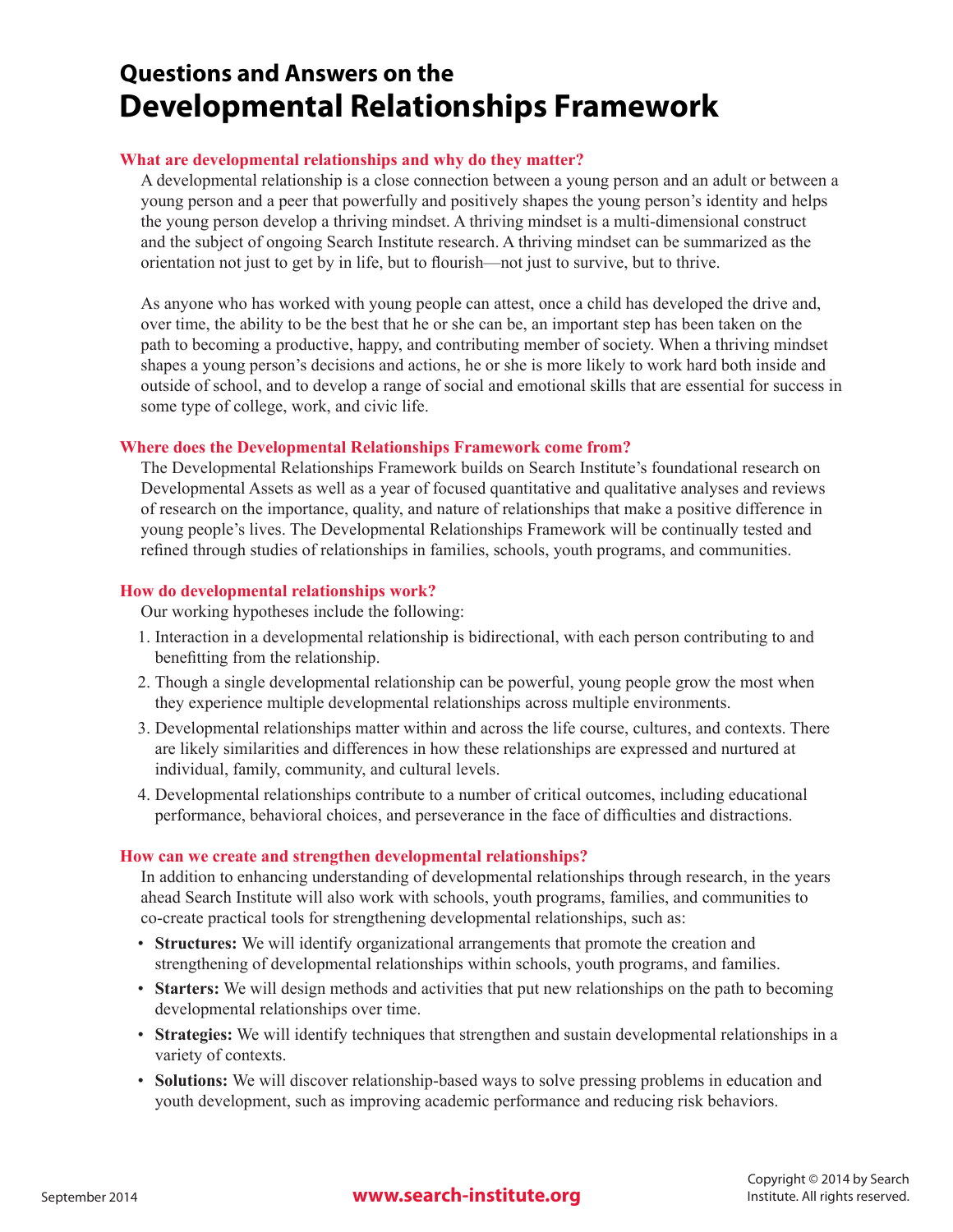# Questions and Answers on the
# Developmental Relationships Framework

### What are developmental relationships and why do they matter?

A developmental relationship is a close connection between a young person and an adult or between a young person and a peer that powerfully and positively shapes the young person's identity and helps the young person develop a thriving mindset. A thriving mindset is a multi-dimensional construct and the subject of ongoing Search Institute research. A thriving mindset can be summarized as the orientation not just to get by in life, but to flourish—not just to survive, but to thrive.

As anyone who has worked with young people can attest, once a child has developed the drive and, over time, the ability to be the best that he or she can be, an important step has been taken on the path to becoming a productive, happy, and contributing member of society. When a thriving mindset shapes a young person's decisions and actions, he or she is more likely to work hard both inside and outside of school, and to develop a range of social and emotional skills that are essential for success in some type of college, work, and civic life.

### Where does the Developmental Relationships Framework come from?

The Developmental Relationships Framework builds on Search Institute's foundational research on Developmental Assets as well as a year of focused quantitative and qualitative analyses and reviews of research on the importance, quality, and nature of relationships that make a positive difference in young people's lives. The Developmental Relationships Framework will be continually tested and refined through studies of relationships in families, schools, youth programs, and communities.

### How do developmental relationships work?

Our working hypotheses include the following:

1. Interaction in a developmental relationship is bidirectional, with each person contributing to and benefitting from the relationship.
2. Though a single developmental relationship can be powerful, young people grow the most when they experience multiple developmental relationships across multiple environments.
3. Developmental relationships matter within and across the life course, cultures, and contexts. There are likely similarities and differences in how these relationships are expressed and nurtured at individual, family, community, and cultural levels.
4. Developmental relationships contribute to a number of critical outcomes, including educational performance, behavioral choices, and perseverance in the face of difficulties and distractions.

### How can we create and strengthen developmental relationships?

In addition to enhancing understanding of developmental relationships through research, in the years ahead Search Institute will also work with schools, youth programs, families, and communities to co-create practical tools for strengthening developmental relationships, such as:

- **Structures:** We will identify organizational arrangements that promote the creation and strengthening of developmental relationships within schools, youth programs, and families.
- **Starters:** We will design methods and activities that put new relationships on the path to becoming developmental relationships over time.
- **Strategies:** We will identify techniques that strengthen and sustain developmental relationships in a variety of contexts.
- **Solutions:** We will discover relationship-based ways to solve pressing problems in education and youth development, such as improving academic performance and reducing risk behaviors.

September 2014

www.search-institute.org

Copyright © 2014 by Search Institute. All rights reserved.